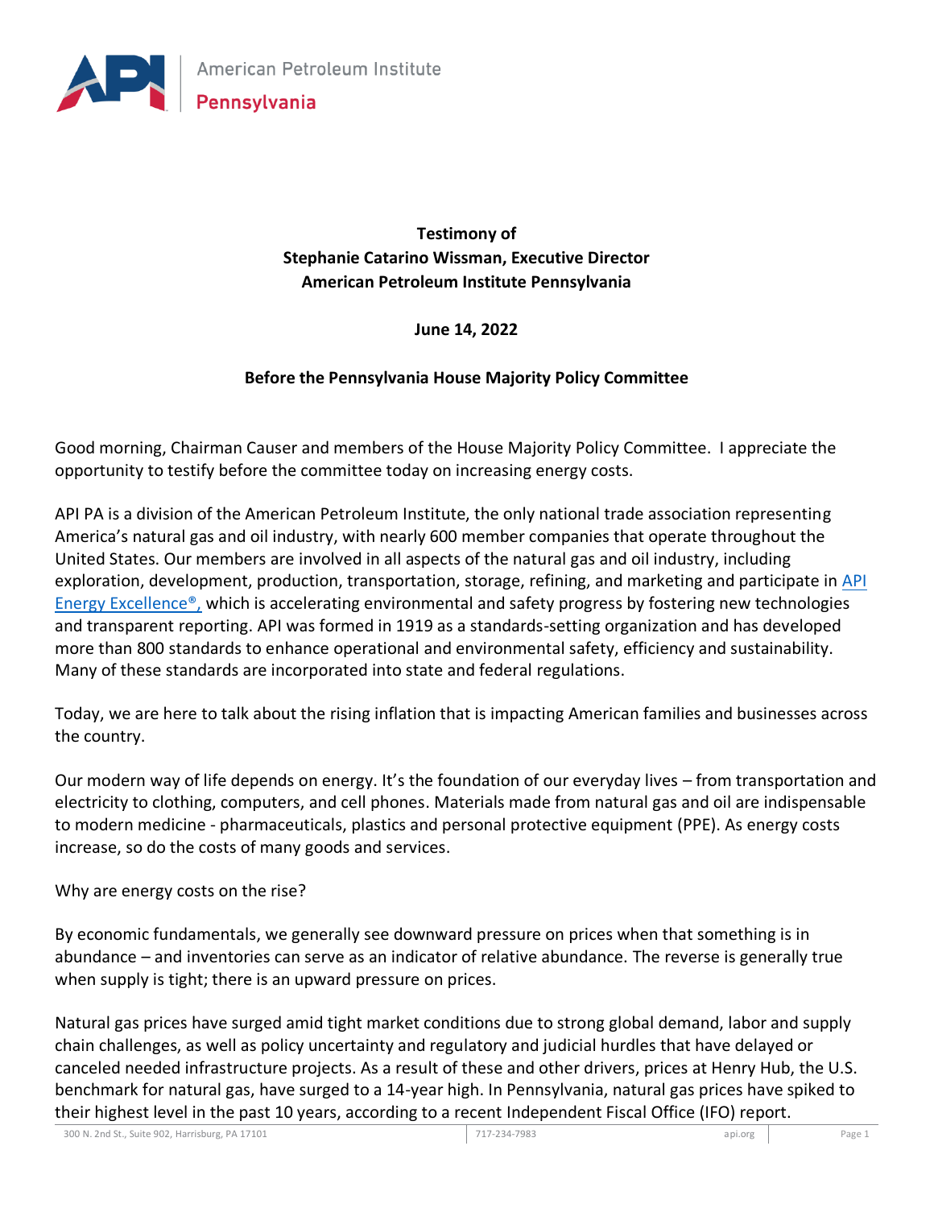American Petroleum Institute
Pennsylvania

**Testimony of**
**Stephanie Catarino Wissman, Executive Director**
**American Petroleum Institute Pennsylvania**

**June 14, 2022**

**Before the Pennsylvania House Majority Policy Committee**

Good morning, Chairman Causer and members of the House Majority Policy Committee. I appreciate the opportunity to testify before the committee today on increasing energy costs.

API PA is a division of the American Petroleum Institute, the only national trade association representing America's natural gas and oil industry, with nearly 600 member companies that operate throughout the United States. Our members are involved in all aspects of the natural gas and oil industry, including exploration, development, production, transportation, storage, refining, and marketing and participate in API Energy Excellence®, which is accelerating environmental and safety progress by fostering new technologies and transparent reporting. API was formed in 1919 as a standards-setting organization and has developed more than 800 standards to enhance operational and environmental safety, efficiency and sustainability. Many of these standards are incorporated into state and federal regulations.

Today, we are here to talk about the rising inflation that is impacting American families and businesses across the country.

Our modern way of life depends on energy. It's the foundation of our everyday lives – from transportation and electricity to clothing, computers, and cell phones. Materials made from natural gas and oil are indispensable to modern medicine - pharmaceuticals, plastics and personal protective equipment (PPE). As energy costs increase, so do the costs of many goods and services.

Why are energy costs on the rise?

By economic fundamentals, we generally see downward pressure on prices when that something is in abundance – and inventories can serve as an indicator of relative abundance. The reverse is generally true when supply is tight; there is an upward pressure on prices.

Natural gas prices have surged amid tight market conditions due to strong global demand, labor and supply chain challenges, as well as policy uncertainty and regulatory and judicial hurdles that have delayed or canceled needed infrastructure projects. As a result of these and other drivers, prices at Henry Hub, the U.S. benchmark for natural gas, have surged to a 14-year high. In Pennsylvania, natural gas prices have spiked to their highest level in the past 10 years, according to a recent Independent Fiscal Office (IFO) report.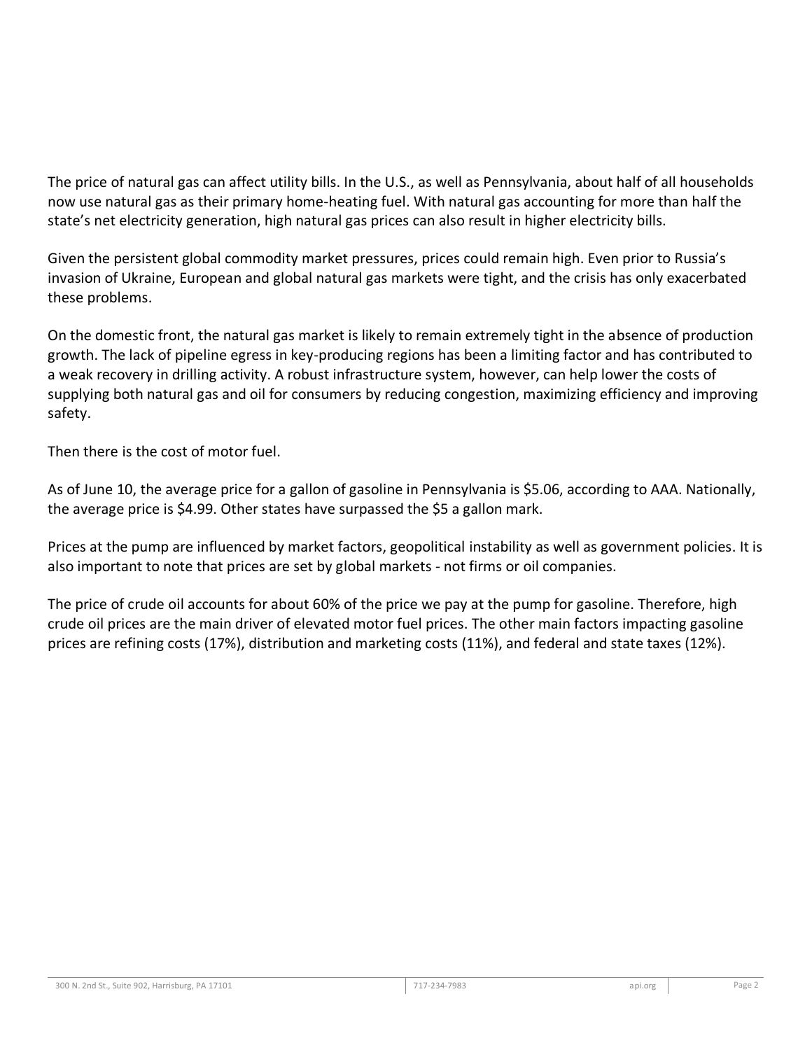The price of natural gas can affect utility bills. In the U.S., as well as Pennsylvania, about half of all households now use natural gas as their primary home-heating fuel. With natural gas accounting for more than half the state's net electricity generation, high natural gas prices can also result in higher electricity bills.

Given the persistent global commodity market pressures, prices could remain high. Even prior to Russia's invasion of Ukraine, European and global natural gas markets were tight, and the crisis has only exacerbated these problems.

On the domestic front, the natural gas market is likely to remain extremely tight in the absence of production growth. The lack of pipeline egress in key-producing regions has been a limiting factor and has contributed to a weak recovery in drilling activity. A robust infrastructure system, however, can help lower the costs of supplying both natural gas and oil for consumers by reducing congestion, maximizing efficiency and improving safety.

Then there is the cost of motor fuel.

As of June 10, the average price for a gallon of gasoline in Pennsylvania is $5.06, according to AAA. Nationally, the average price is $4.99. Other states have surpassed the $5 a gallon mark.

Prices at the pump are influenced by market factors, geopolitical instability as well as government policies. It is also important to note that prices are set by global markets - not firms or oil companies.

The price of crude oil accounts for about 60% of the price we pay at the pump for gasoline. Therefore, high crude oil prices are the main driver of elevated motor fuel prices. The other main factors impacting gasoline prices are refining costs (17%), distribution and marketing costs (11%), and federal and state taxes (12%).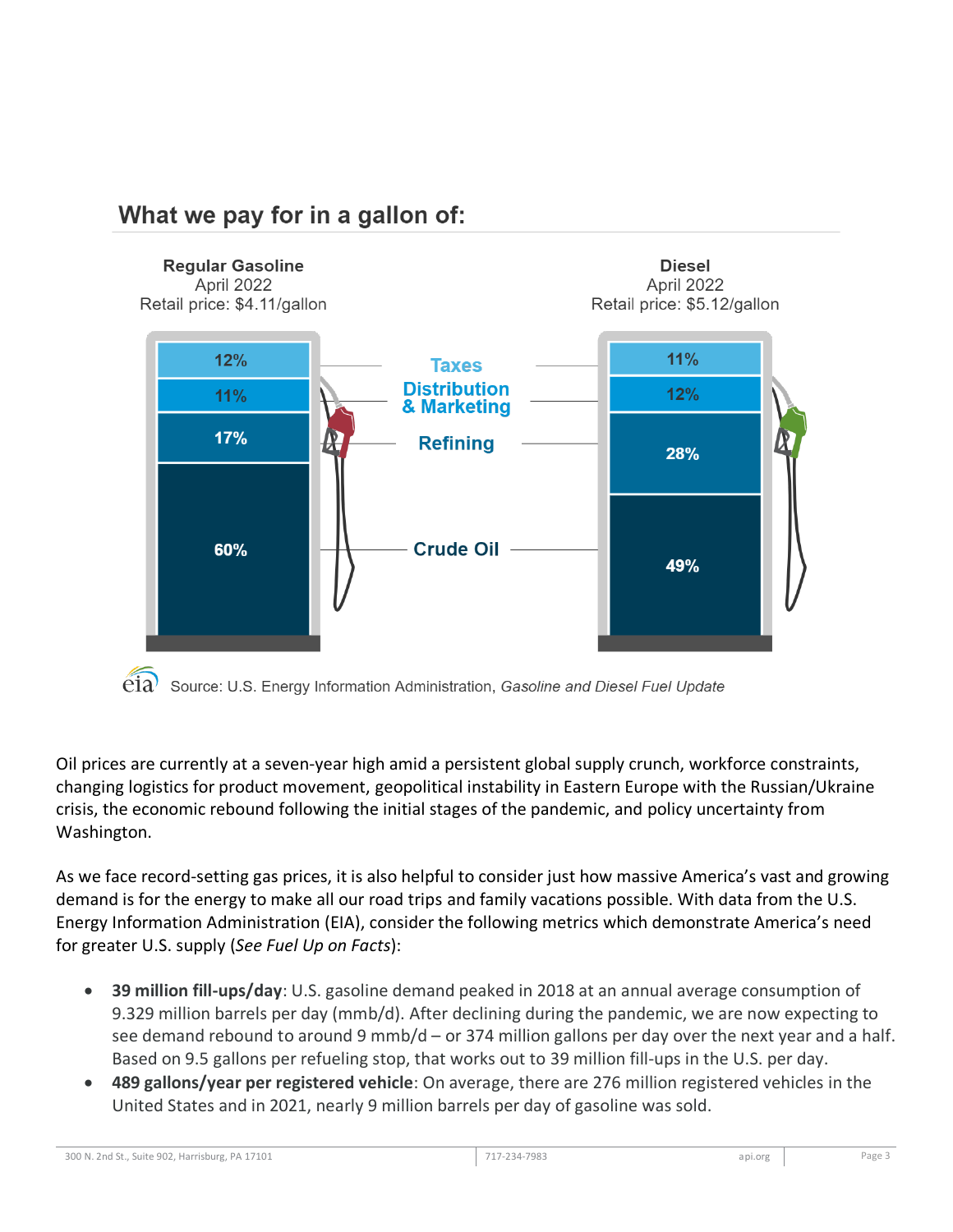## What we pay for in a gallon of:

| | Regular Gasoline<br>April 2022<br>Retail price: $4.11/gallon | Diesel<br>April 2022<br>Retail price: $5.12/gallon |
|---|---|---|
| Taxes | 12% | 11% |
| Distribution & Marketing | 11% | 12% |
| Refining | 17% | 28% |
| Crude Oil | 60% | 49% |

Source: U.S. Energy Information Administration, *Gasoline and Diesel Fuel Update*

Oil prices are currently at a seven-year high amid a persistent global supply crunch, workforce constraints, changing logistics for product movement, geopolitical instability in Eastern Europe with the Russian/Ukraine crisis, the economic rebound following the initial stages of the pandemic, and policy uncertainty from Washington.

As we face record-setting gas prices, it is also helpful to consider just how massive America's vast and growing demand is for the energy to make all our road trips and family vacations possible. With data from the U.S. Energy Information Administration (EIA), consider the following metrics which demonstrate America's need for greater U.S. supply (*See Fuel Up on Facts*):

- **39 million fill-ups/day**: U.S. gasoline demand peaked in 2018 at an annual average consumption of 9.329 million barrels per day (mmb/d). After declining during the pandemic, we are now expecting to see demand rebound to around 9 mmb/d – or 374 million gallons per day over the next year and a half. Based on 9.5 gallons per refueling stop, that works out to 39 million fill-ups in the U.S. per day.
- **489 gallons/year per registered vehicle**: On average, there are 276 million registered vehicles in the United States and in 2021, nearly 9 million barrels per day of gasoline was sold.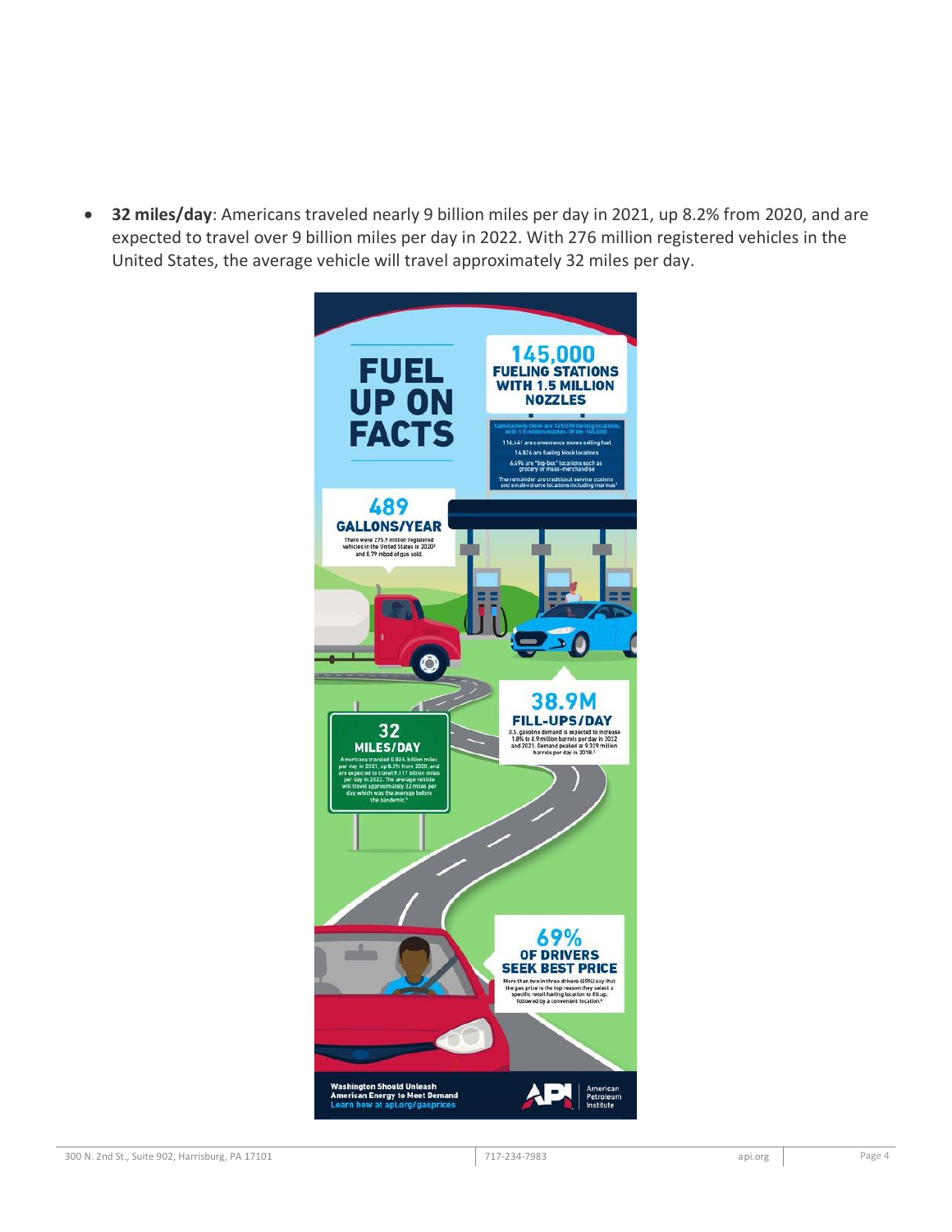- **32 miles/day**: Americans traveled nearly 9 billion miles per day in 2021, up 8.2% from 2020, and are expected to travel over 9 billion miles per day in 2022. With 276 million registered vehicles in the United States, the average vehicle will travel approximately 32 miles per day.

# FUEL UP ON FACTS

## 145,000 FUELING STATIONS WITH 1.5 MILLION NOZZLES

Cumulatively there are 145,000 fueling locations, with 1.5 million nozzles. Of the 145,000:

116,641 are convenience stores selling fuel

14,826 are fueling kiosk locations

6,494 are "big-box" locations such as grocery or mass-merchandise

The remainder are traditional service stations and small-volume locations including marinas[1]

## 489 GALLONS/YEAR

There were 275.9 million registered vehicles in the United States in 2020[2] and 8.79 mbpd of gas sold.

## 38.9M FILL-UPS/DAY

U.S. gasoline demand is expected to increase 1.8% to 8.9 million barrels per day in 2022 and 2021. Demand peaked at 9.329 million barrels per day in 2018.[3]

## 32 MILES/DAY

Americans traveled 8.834 billion miles per day in 2021, up 8.2% from 2020, and are expected to travel 9.117 billion miles per day in 2022. The average vehicle will travel approximately 32 miles per day which was the average before the pandemic[4]

## 69% OF DRIVERS SEEK BEST PRICE

More than two in three drivers (69%) say that the gas price is the top reason they select a specific retail fueling location to fill up, followed by a convenient location.[5]

**Washington Should Unleash American Energy to Meet Demand**
**Learn how at api.org/gasprices**

API American Petroleum Institute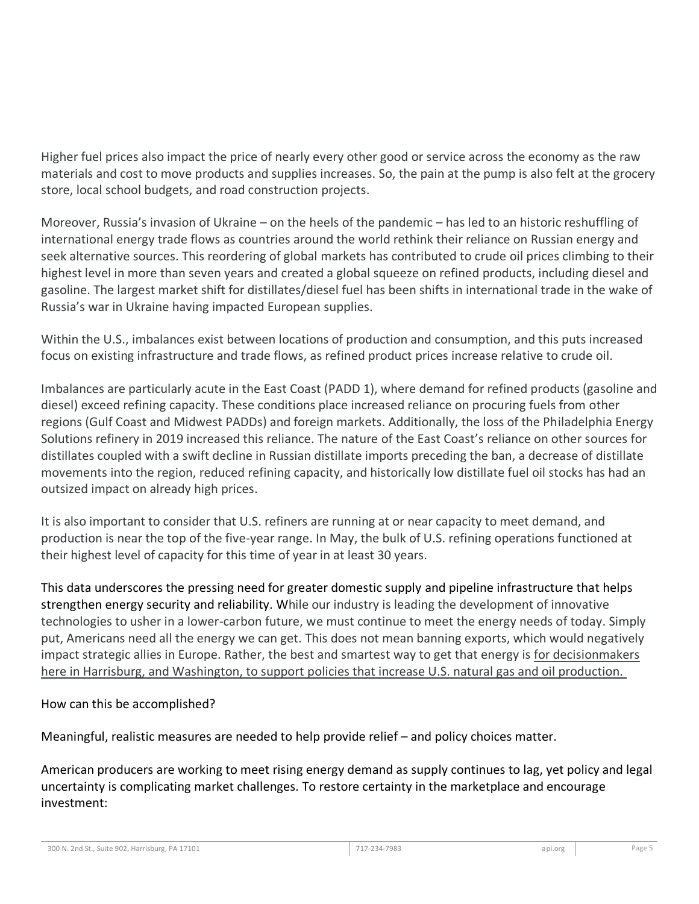Higher fuel prices also impact the price of nearly every other good or service across the economy as the raw materials and cost to move products and supplies increases. So, the pain at the pump is also felt at the grocery store, local school budgets, and road construction projects.

Moreover, Russia's invasion of Ukraine – on the heels of the pandemic – has led to an historic reshuffling of international energy trade flows as countries around the world rethink their reliance on Russian energy and seek alternative sources. This reordering of global markets has contributed to crude oil prices climbing to their highest level in more than seven years and created a global squeeze on refined products, including diesel and gasoline. The largest market shift for distillates/diesel fuel has been shifts in international trade in the wake of Russia's war in Ukraine having impacted European supplies.

Within the U.S., imbalances exist between locations of production and consumption, and this puts increased focus on existing infrastructure and trade flows, as refined product prices increase relative to crude oil.

Imbalances are particularly acute in the East Coast (PADD 1), where demand for refined products (gasoline and diesel) exceed refining capacity. These conditions place increased reliance on procuring fuels from other regions (Gulf Coast and Midwest PADDs) and foreign markets. Additionally, the loss of the Philadelphia Energy Solutions refinery in 2019 increased this reliance. The nature of the East Coast's reliance on other sources for distillates coupled with a swift decline in Russian distillate imports preceding the ban, a decrease of distillate movements into the region, reduced refining capacity, and historically low distillate fuel oil stocks has had an outsized impact on already high prices.

It is also important to consider that U.S. refiners are running at or near capacity to meet demand, and production is near the top of the five-year range. In May, the bulk of U.S. refining operations functioned at their highest level of capacity for this time of year in at least 30 years.

This data underscores the pressing need for greater domestic supply and pipeline infrastructure that helps strengthen energy security and reliability. While our industry is leading the development of innovative technologies to usher in a lower-carbon future, we must continue to meet the energy needs of today. Simply put, Americans need all the energy we can get. This does not mean banning exports, which would negatively impact strategic allies in Europe. Rather, the best and smartest way to get that energy is for decisionmakers here in Harrisburg, and Washington, to support policies that increase U.S. natural gas and oil production.

How can this be accomplished?

Meaningful, realistic measures are needed to help provide relief – and policy choices matter.

American producers are working to meet rising energy demand as supply continues to lag, yet policy and legal uncertainty is complicating market challenges. To restore certainty in the marketplace and encourage investment: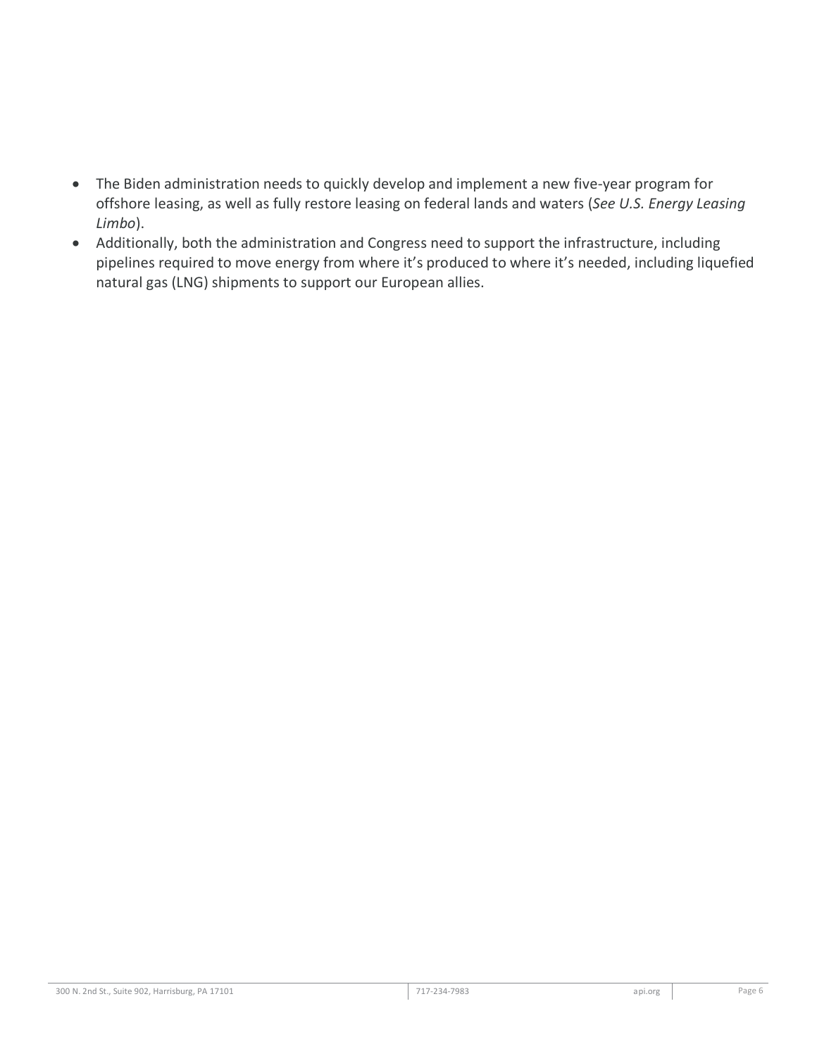- The Biden administration needs to quickly develop and implement a new five-year program for offshore leasing, as well as fully restore leasing on federal lands and waters (*See U.S. Energy Leasing Limbo*).
- Additionally, both the administration and Congress need to support the infrastructure, including pipelines required to move energy from where it's produced to where it's needed, including liquefied natural gas (LNG) shipments to support our European allies.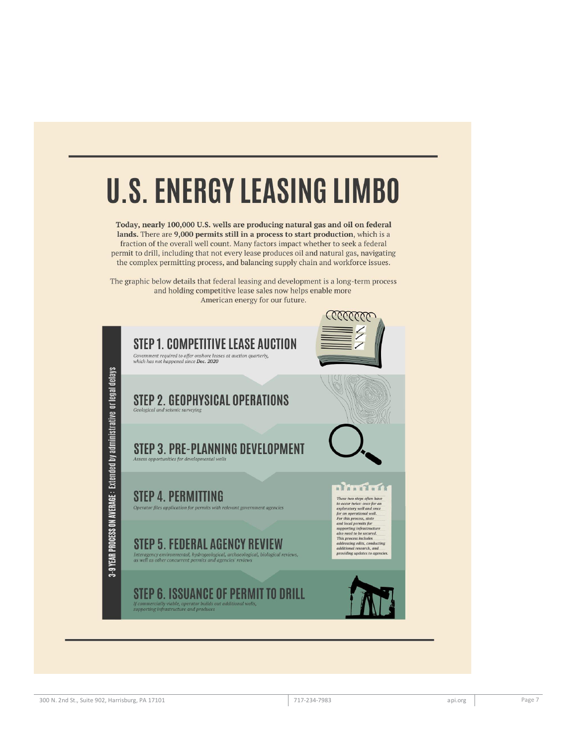# U.S. ENERGY LEASING LIMBO

**Today, nearly 100,000 U.S. wells are producing natural gas and oil on federal lands.** There are **9,000 permits still in a process to start production**, which is a fraction of the overall well count. Many factors impact whether to seek a federal permit to drill, including that not every lease produces oil and natural gas, navigating the complex permitting process, and balancing supply chain and workforce issues.

The graphic below details that federal leasing and development is a long-term process and holding competitive lease sales now helps enable more American energy for our future.

**3-9 YEAR PROCESS ON AVERAGE:** Extended by administrative or legal delays

## STEP 1. COMPETITIVE LEASE AUCTION

*Government required to offer onshore leases at auction quarterly, which has not happened since **Dec. 2020***

## STEP 2. GEOPHYSICAL OPERATIONS

*Geological and seismic surveying*

## STEP 3. PRE-PLANNING DEVELOPMENT

*Assess opportunities for developmental wells*

## STEP 4. PERMITTING

*Operator files application for permits with relevant government agencies*

## STEP 5. FEDERAL AGENCY REVIEW

*Interagency environmental, hydrogeological, archaeological, biological reviews, as well as other concurrent permits and agencies' reviews*

*These two steps often have to occur twice: once for an exploratory well and once for an operational well. For this process, state and local permits for supporting infrastructure also need to be secured. This process includes addressing edits, conducting additional research, and providing updates to agencies.*

## STEP 6. ISSUANCE OF PERMIT TO DRILL

*If commercially viable, operator builds out additional wells, supporting infrastructure and produces*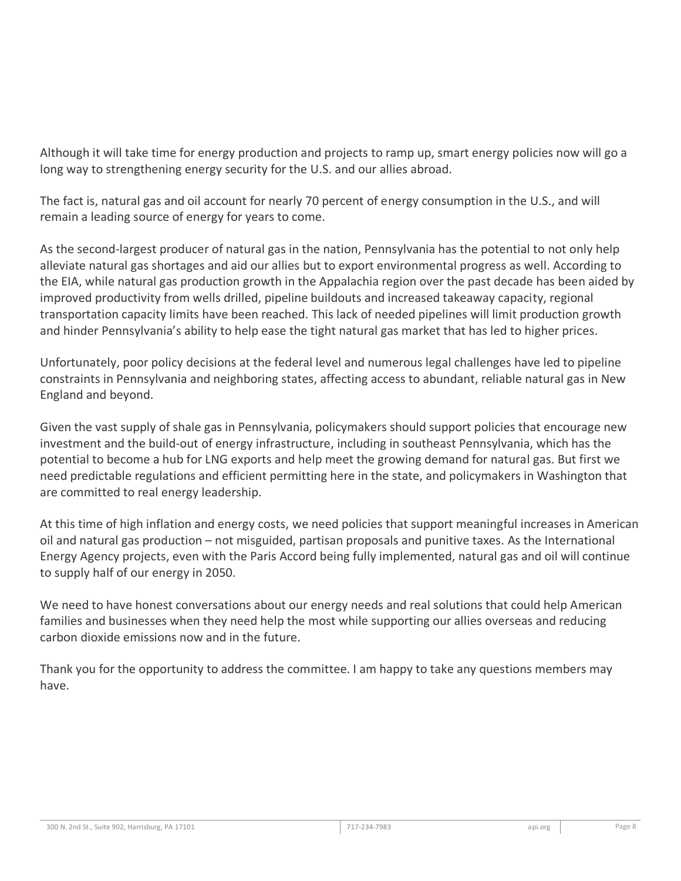Although it will take time for energy production and projects to ramp up, smart energy policies now will go a long way to strengthening energy security for the U.S. and our allies abroad.

The fact is, natural gas and oil account for nearly 70 percent of energy consumption in the U.S., and will remain a leading source of energy for years to come.

As the second-largest producer of natural gas in the nation, Pennsylvania has the potential to not only help alleviate natural gas shortages and aid our allies but to export environmental progress as well. According to the EIA, while natural gas production growth in the Appalachia region over the past decade has been aided by improved productivity from wells drilled, pipeline buildouts and increased takeaway capacity, regional transportation capacity limits have been reached. This lack of needed pipelines will limit production growth and hinder Pennsylvania's ability to help ease the tight natural gas market that has led to higher prices.

Unfortunately, poor policy decisions at the federal level and numerous legal challenges have led to pipeline constraints in Pennsylvania and neighboring states, affecting access to abundant, reliable natural gas in New England and beyond.

Given the vast supply of shale gas in Pennsylvania, policymakers should support policies that encourage new investment and the build-out of energy infrastructure, including in southeast Pennsylvania, which has the potential to become a hub for LNG exports and help meet the growing demand for natural gas. But first we need predictable regulations and efficient permitting here in the state, and policymakers in Washington that are committed to real energy leadership.

At this time of high inflation and energy costs, we need policies that support meaningful increases in American oil and natural gas production – not misguided, partisan proposals and punitive taxes. As the International Energy Agency projects, even with the Paris Accord being fully implemented, natural gas and oil will continue to supply half of our energy in 2050.

We need to have honest conversations about our energy needs and real solutions that could help American families and businesses when they need help the most while supporting our allies overseas and reducing carbon dioxide emissions now and in the future.

Thank you for the opportunity to address the committee. I am happy to take any questions members may have.